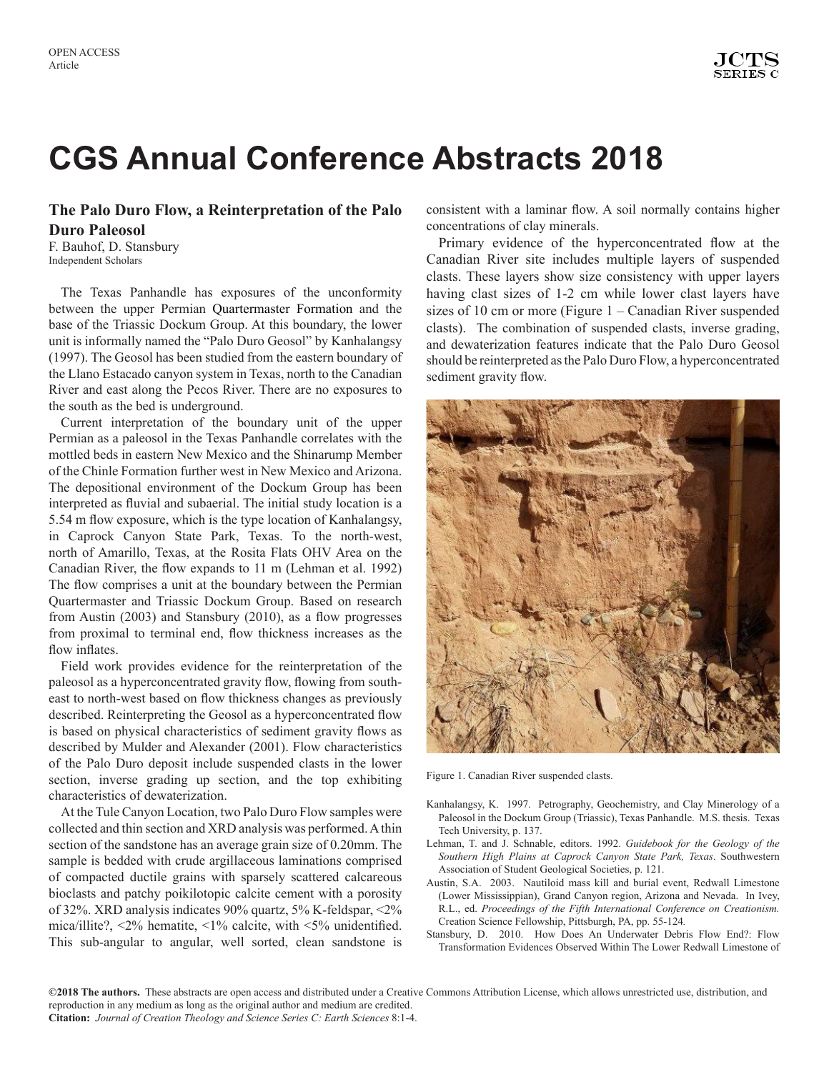OPEN ACCESS
Article

# CGS Annual Conference Abstracts 2018

## The Palo Duro Flow, a Reinterpretation of the Palo Duro Paleosol

F. Bauhof, D. Stansbury
Independent Scholars

The Texas Panhandle has exposures of the unconformity between the upper Permian Quartermaster Formation and the base of the Triassic Dockum Group. At this boundary, the lower unit is informally named the "Palo Duro Geosol" by Kanhalangsy (1997). The Geosol has been studied from the eastern boundary of the Llano Estacado canyon system in Texas, north to the Canadian River and east along the Pecos River. There are no exposures to the south as the bed is underground.

Current interpretation of the boundary unit of the upper Permian as a paleosol in the Texas Panhandle correlates with the mottled beds in eastern New Mexico and the Shinarump Member of the Chinle Formation further west in New Mexico and Arizona. The depositional environment of the Dockum Group has been interpreted as fluvial and subaerial. The initial study location is a 5.54 m flow exposure, which is the type location of Kanhalangsy, in Caprock Canyon State Park, Texas. To the north-west, north of Amarillo, Texas, at the Rosita Flats OHV Area on the Canadian River, the flow expands to 11 m (Lehman et al. 1992) The flow comprises a unit at the boundary between the Permian Quartermaster and Triassic Dockum Group. Based on research from Austin (2003) and Stansbury (2010), as a flow progresses from proximal to terminal end, flow thickness increases as the flow inflates.

Field work provides evidence for the reinterpretation of the paleosol as a hyperconcentrated gravity flow, flowing from south-east to north-west based on flow thickness changes as previously described. Reinterpreting the Geosol as a hyperconcentrated flow is based on physical characteristics of sediment gravity flows as described by Mulder and Alexander (2001). Flow characteristics of the Palo Duro deposit include suspended clasts in the lower section, inverse grading up section, and the top exhibiting characteristics of dewaterization.

At the Tule Canyon Location, two Palo Duro Flow samples were collected and thin section and XRD analysis was performed. A thin section of the sandstone has an average grain size of 0.20mm. The sample is bedded with crude argillaceous laminations comprised of compacted ductile grains with sparsely scattered calcareous bioclasts and patchy poikilotopic calcite cement with a porosity of 32%. XRD analysis indicates 90% quartz, 5% K-feldspar, <2% mica/illite?, <2% hematite, <1% calcite, with <5% unidentified. This sub-angular to angular, well sorted, clean sandstone is consistent with a laminar flow. A soil normally contains higher concentrations of clay minerals.

Primary evidence of the hyperconcentrated flow at the Canadian River site includes multiple layers of suspended clasts. These layers show size consistency with upper layers having clast sizes of 1-2 cm while lower clast layers have sizes of 10 cm or more (Figure 1 – Canadian River suspended clasts). The combination of suspended clasts, inverse grading, and dewaterization features indicate that the Palo Duro Geosol should be reinterpreted as the Palo Duro Flow, a hyperconcentrated sediment gravity flow.

Figure 1. Canadian River suspended clasts.

Kanhalangsy, K. 1997. Petrography, Geochemistry, and Clay Minerology of a Paleosol in the Dockum Group (Triassic), Texas Panhandle. M.S. thesis. Texas Tech University, p. 137.

Lehman, T. and J. Schnable, editors. 1992. *Guidebook for the Geology of the Southern High Plains at Caprock Canyon State Park, Texas*. Southwestern Association of Student Geological Societies, p. 121.

Austin, S.A. 2003. Nautiloid mass kill and burial event, Redwall Limestone (Lower Mississippian), Grand Canyon region, Arizona and Nevada. In Ivey, R.L., ed. *Proceedings of the Fifth International Conference on Creationism.* Creation Science Fellowship, Pittsburgh, PA, pp. 55-124.

Stansbury, D. 2010. How Does An Underwater Debris Flow End?: Flow Transformation Evidences Observed Within The Lower Redwall Limestone of

**©2018 The authors.** These abstracts are open access and distributed under a Creative Commons Attribution License, which allows unrestricted use, distribution, and reproduction in any medium as long as the original author and medium are credited.
**Citation:** *Journal of Creation Theology and Science Series C: Earth Sciences* 8:1-4.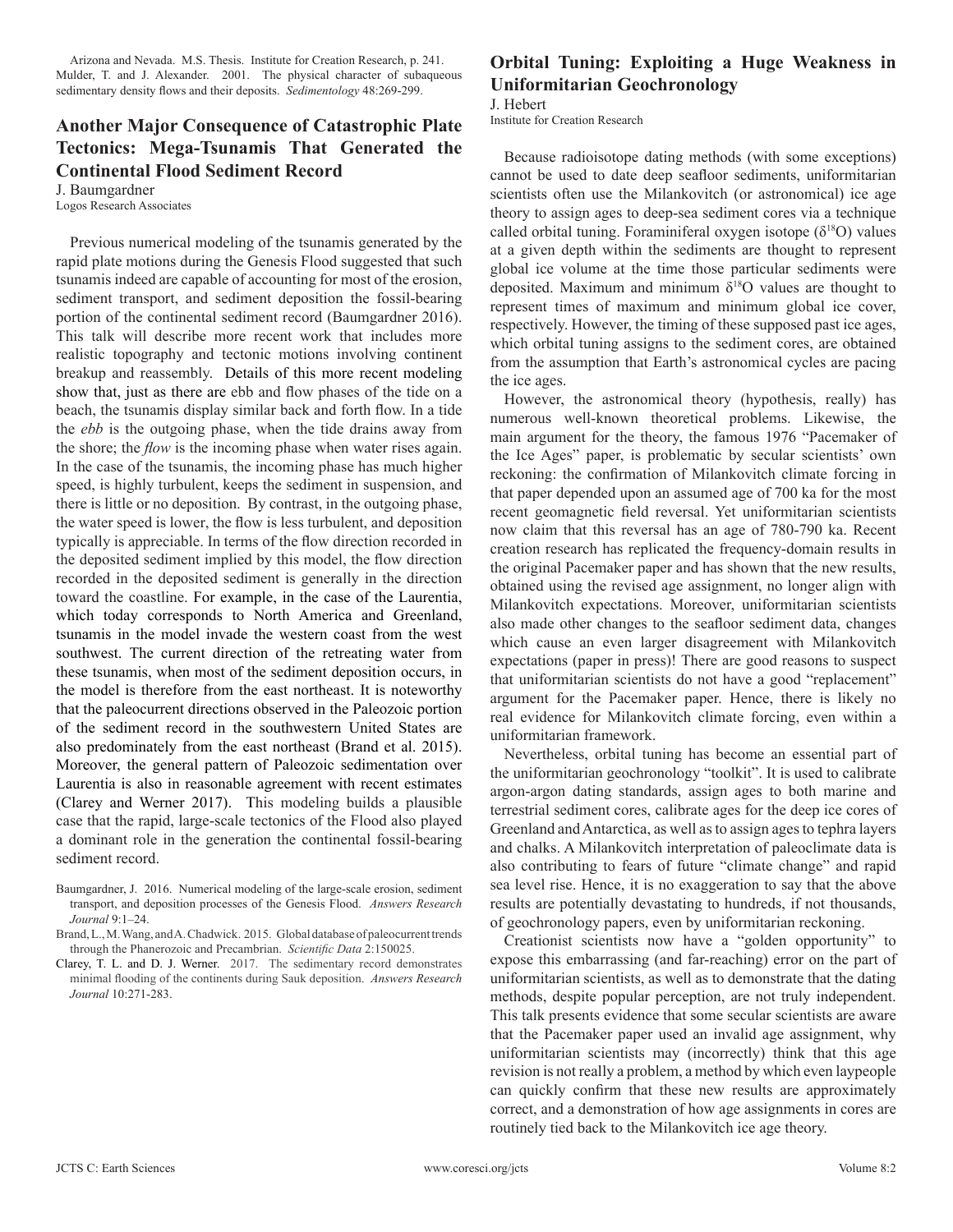Arizona and Nevada. M.S. Thesis. Institute for Creation Research, p. 241.

Mulder, T. and J. Alexander. 2001. The physical character of subaqueous sedimentary density flows and their deposits. *Sedimentology* 48:269-299.

## Another Major Consequence of Catastrophic Plate Tectonics: Mega-Tsunamis That Generated the Continental Flood Sediment Record

J. Baumgardner
Logos Research Associates

Previous numerical modeling of the tsunamis generated by the rapid plate motions during the Genesis Flood suggested that such tsunamis indeed are capable of accounting for most of the erosion, sediment transport, and sediment deposition the fossil-bearing portion of the continental sediment record (Baumgardner 2016). This talk will describe more recent work that includes more realistic topography and tectonic motions involving continent breakup and reassembly. Details of this more recent modeling show that, just as there are ebb and flow phases of the tide on a beach, the tsunamis display similar back and forth flow. In a tide the *ebb* is the outgoing phase, when the tide drains away from the shore; the *flow* is the incoming phase when water rises again. In the case of the tsunamis, the incoming phase has much higher speed, is highly turbulent, keeps the sediment in suspension, and there is little or no deposition. By contrast, in the outgoing phase, the water speed is lower, the flow is less turbulent, and deposition typically is appreciable. In terms of the flow direction recorded in the deposited sediment implied by this model, the flow direction recorded in the deposited sediment is generally in the direction toward the coastline. For example, in the case of the Laurentia, which today corresponds to North America and Greenland, tsunamis in the model invade the western coast from the west southwest. The current direction of the retreating water from these tsunamis, when most of the sediment deposition occurs, in the model is therefore from the east northeast. It is noteworthy that the paleocurrent directions observed in the Paleozoic portion of the sediment record in the southwestern United States are also predominately from the east northeast (Brand et al. 2015). Moreover, the general pattern of Paleozoic sedimentation over Laurentia is also in reasonable agreement with recent estimates (Clarey and Werner 2017). This modeling builds a plausible case that the rapid, large-scale tectonics of the Flood also played a dominant role in the generation the continental fossil-bearing sediment record.

Baumgardner, J. 2016. Numerical modeling of the large-scale erosion, sediment transport, and deposition processes of the Genesis Flood. *Answers Research Journal* 9:1–24.

Brand, L., M. Wang, and A. Chadwick. 2015. Global database of paleocurrent trends through the Phanerozoic and Precambrian. *Scientific Data* 2:150025.

Clarey, T. L. and D. J. Werner. 2017. The sedimentary record demonstrates minimal flooding of the continents during Sauk deposition. *Answers Research Journal* 10:271-283.

## Orbital Tuning: Exploiting a Huge Weakness in Uniformitarian Geochronology

J. Hebert
Institute for Creation Research

Because radioisotope dating methods (with some exceptions) cannot be used to date deep seafloor sediments, uniformitarian scientists often use the Milankovitch (or astronomical) ice age theory to assign ages to deep-sea sediment cores via a technique called orbital tuning. Foraminiferal oxygen isotope ($\delta^{18}O$) values at a given depth within the sediments are thought to represent global ice volume at the time those particular sediments were deposited. Maximum and minimum $\delta^{18}O$ values are thought to represent times of maximum and minimum global ice cover, respectively. However, the timing of these supposed past ice ages, which orbital tuning assigns to the sediment cores, are obtained from the assumption that Earth's astronomical cycles are pacing the ice ages.

However, the astronomical theory (hypothesis, really) has numerous well-known theoretical problems. Likewise, the main argument for the theory, the famous 1976 "Pacemaker of the Ice Ages" paper, is problematic by secular scientists' own reckoning: the confirmation of Milankovitch climate forcing in that paper depended upon an assumed age of 700 ka for the most recent geomagnetic field reversal. Yet uniformitarian scientists now claim that this reversal has an age of 780-790 ka. Recent creation research has replicated the frequency-domain results in the original Pacemaker paper and has shown that the new results, obtained using the revised age assignment, no longer align with Milankovitch expectations. Moreover, uniformitarian scientists also made other changes to the seafloor sediment data, changes which cause an even larger disagreement with Milankovitch expectations (paper in press)! There are good reasons to suspect that uniformitarian scientists do not have a good "replacement" argument for the Pacemaker paper. Hence, there is likely no real evidence for Milankovitch climate forcing, even within a uniformitarian framework.

Nevertheless, orbital tuning has become an essential part of the uniformitarian geochronology "toolkit". It is used to calibrate argon-argon dating standards, assign ages to both marine and terrestrial sediment cores, calibrate ages for the deep ice cores of Greenland and Antarctica, as well as to assign ages to tephra layers and chalks. A Milankovitch interpretation of paleoclimate data is also contributing to fears of future "climate change" and rapid sea level rise. Hence, it is no exaggeration to say that the above results are potentially devastating to hundreds, if not thousands, of geochronology papers, even by uniformitarian reckoning.

Creationist scientists now have a "golden opportunity" to expose this embarrassing (and far-reaching) error on the part of uniformitarian scientists, as well as to demonstrate that the dating methods, despite popular perception, are not truly independent. This talk presents evidence that some secular scientists are aware that the Pacemaker paper used an invalid age assignment, why uniformitarian scientists may (incorrectly) think that this age revision is not really a problem, a method by which even laypeople can quickly confirm that these new results are approximately correct, and a demonstration of how age assignments in cores are routinely tied back to the Milankovitch ice age theory.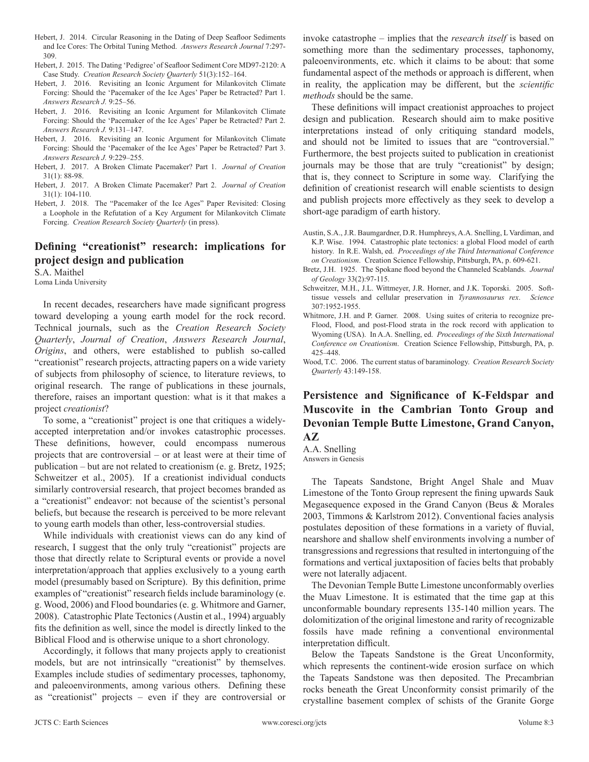Hebert, J. 2014. Circular Reasoning in the Dating of Deep Seafloor Sediments and Ice Cores: The Orbital Tuning Method. *Answers Research Journal* 7:297-309.

Hebert, J. 2015. The Dating 'Pedigree' of Seafloor Sediment Core MD97-2120: A Case Study. *Creation Research Society Quarterly* 51(3):152–164.

Hebert, J. 2016. Revisiting an Iconic Argument for Milankovitch Climate Forcing: Should the 'Pacemaker of the Ice Ages' Paper be Retracted? Part 1. *Answers Research J.* 9:25–56.

Hebert, J. 2016. Revisiting an Iconic Argument for Milankovitch Climate Forcing: Should the 'Pacemaker of the Ice Ages' Paper be Retracted? Part 2. *Answers Research J.* 9:131–147.

Hebert, J. 2016. Revisiting an Iconic Argument for Milankovitch Climate Forcing: Should the 'Pacemaker of the Ice Ages' Paper be Retracted? Part 3. *Answers Research J.* 9:229–255.

Hebert, J. 2017. A Broken Climate Pacemaker? Part 1. *Journal of Creation* 31(1): 88-98.

Hebert, J. 2017. A Broken Climate Pacemaker? Part 2. *Journal of Creation* 31(1): 104-110.

Hebert, J. 2018. The "Pacemaker of the Ice Ages" Paper Revisited: Closing a Loophole in the Refutation of a Key Argument for Milankovitch Climate Forcing. *Creation Research Society Quarterly* (in press).

## Defining "creationist" research: implications for project design and publication

S.A. Maithel
Loma Linda University

In recent decades, researchers have made significant progress toward developing a young earth model for the rock record. Technical journals, such as the *Creation Research Society Quarterly*, *Journal of Creation*, *Answers Research Journal*, *Origins*, and others, were established to publish so-called "creationist" research projects, attracting papers on a wide variety of subjects from philosophy of science, to literature reviews, to original research. The range of publications in these journals, therefore, raises an important question: what is it that makes a project *creationist*?

To some, a "creationist" project is one that critiques a widely-accepted interpretation and/or invokes catastrophic processes. These definitions, however, could encompass numerous projects that are controversial – or at least were at their time of publication – but are not related to creationism (e. g. Bretz, 1925; Schweitzer et al., 2005). If a creationist individual conducts similarly controversial research, that project becomes branded as a "creationist" endeavor: not because of the scientist's personal beliefs, but because the research is perceived to be more relevant to young earth models than other, less-controversial studies.

While individuals with creationist views can do any kind of research, I suggest that the only truly "creationist" projects are those that directly relate to Scriptural events or provide a novel interpretation/approach that applies exclusively to a young earth model (presumably based on Scripture). By this definition, prime examples of "creationist" research fields include baraminology (e. g. Wood, 2006) and Flood boundaries (e. g. Whitmore and Garner, 2008). Catastrophic Plate Tectonics (Austin et al., 1994) arguably fits the definition as well, since the model is directly linked to the Biblical Flood and is otherwise unique to a short chronology.

Accordingly, it follows that many projects apply to creationist models, but are not intrinsically "creationist" by themselves. Examples include studies of sedimentary processes, taphonomy, and paleoenvironments, among various others. Defining these as "creationist" projects – even if they are controversial or invoke catastrophe – implies that the *research itself* is based on something more than the sedimentary processes, taphonomy, paleoenvironments, etc. which it claims to be about: that some fundamental aspect of the methods or approach is different, when in reality, the application may be different, but the *scientific methods* should be the same.

These definitions will impact creationist approaches to project design and publication. Research should aim to make positive interpretations instead of only critiquing standard models, and should not be limited to issues that are "controversial." Furthermore, the best projects suited to publication in creationist journals may be those that are truly "creationist" by design; that is, they connect to Scripture in some way. Clarifying the definition of creationist research will enable scientists to design and publish projects more effectively as they seek to develop a short-age paradigm of earth history.

Austin, S.A., J.R. Baumgardner, D.R. Humphreys, A.A. Snelling, L Vardiman, and K.P. Wise. 1994. Catastrophic plate tectonics: a global Flood model of earth history. In R.E. Walsh, ed. *Proceedings of the Third International Conference on Creationism*. Creation Science Fellowship, Pittsburgh, PA, p. 609-621.

Bretz, J.H. 1925. The Spokane flood beyond the Channeled Scablands. *Journal of Geology* 33(2):97-115.

Schweitzer, M.H., J.L. Wittmeyer, J.R. Horner, and J.K. Toporski. 2005. Soft-tissue vessels and cellular preservation in *Tyrannosaurus rex*. *Science* 307:1952-1955.

Whitmore, J.H. and P. Garner. 2008. Using suites of criteria to recognize pre-Flood, Flood, and post-Flood strata in the rock record with application to Wyoming (USA). In A.A. Snelling, ed. *Proceedings of the Sixth International Conference on Creationism*. Creation Science Fellowship, Pittsburgh, PA, p. 425–448.

Wood, T.C. 2006. The current status of baraminology. *Creation Research Society Quarterly* 43:149-158.

## Persistence and Significance of K-Feldspar and Muscovite in the Cambrian Tonto Group and Devonian Temple Butte Limestone, Grand Canyon, AZ

A.A. Snelling
Answers in Genesis

The Tapeats Sandstone, Bright Angel Shale and Muav Limestone of the Tonto Group represent the fining upwards Sauk Megasequence exposed in the Grand Canyon (Beus & Morales 2003, Timmons & Karlstrom 2012). Conventional facies analysis postulates deposition of these formations in a variety of fluvial, nearshore and shallow shelf environments involving a number of transgressions and regressions that resulted in intertonguing of the formations and vertical juxtaposition of facies belts that probably were not laterally adjacent.

The Devonian Temple Butte Limestone unconformably overlies the Muav Limestone. It is estimated that the time gap at this unconformable boundary represents 135-140 million years. The dolomitization of the original limestone and rarity of recognizable fossils have made refining a conventional environmental interpretation difficult.

Below the Tapeats Sandstone is the Great Unconformity, which represents the continent-wide erosion surface on which the Tapeats Sandstone was then deposited. The Precambrian rocks beneath the Great Unconformity consist primarily of the crystalline basement complex of schists of the Granite Gorge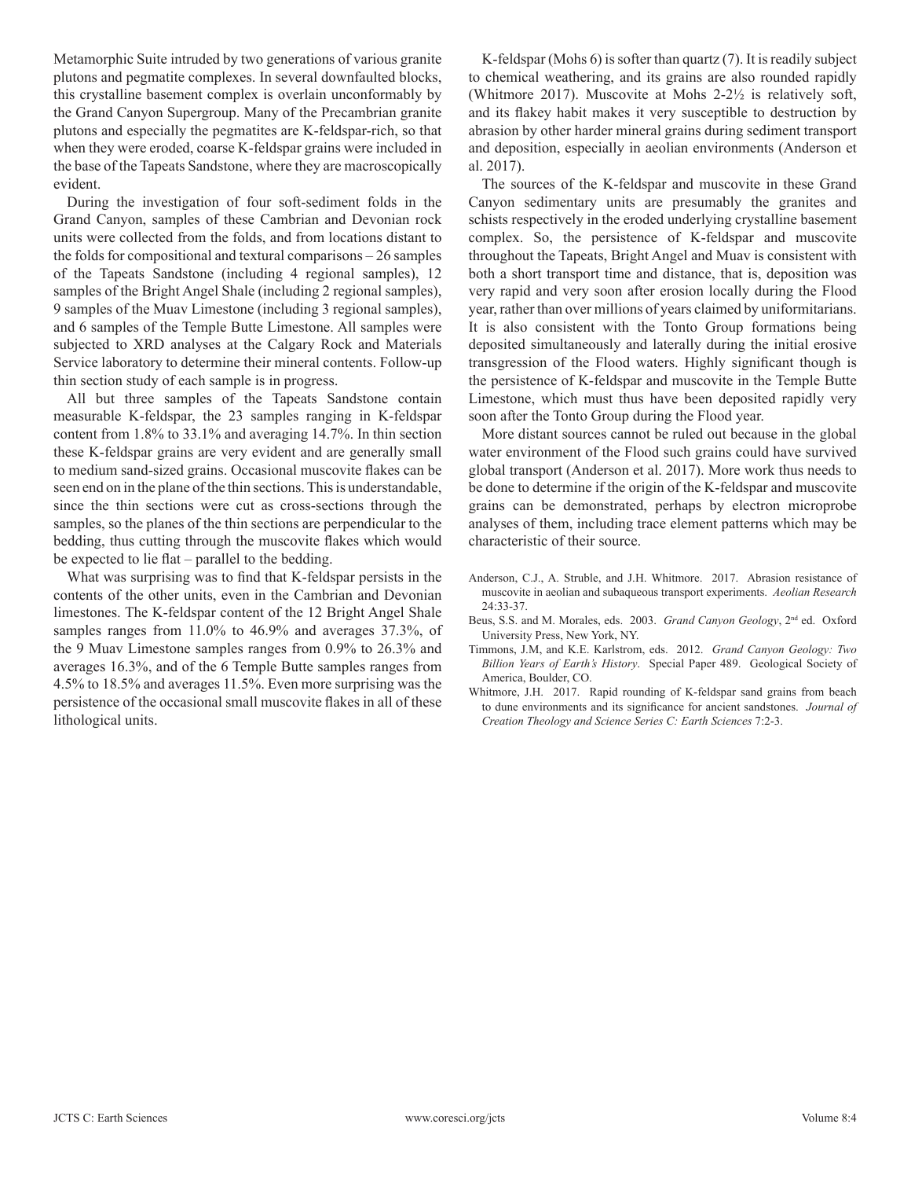Metamorphic Suite intruded by two generations of various granite plutons and pegmatite complexes. In several downfaulted blocks, this crystalline basement complex is overlain unconformably by the Grand Canyon Supergroup. Many of the Precambrian granite plutons and especially the pegmatites are K-feldspar-rich, so that when they were eroded, coarse K-feldspar grains were included in the base of the Tapeats Sandstone, where they are macroscopically evident.

During the investigation of four soft-sediment folds in the Grand Canyon, samples of these Cambrian and Devonian rock units were collected from the folds, and from locations distant to the folds for compositional and textural comparisons – 26 samples of the Tapeats Sandstone (including 4 regional samples), 12 samples of the Bright Angel Shale (including 2 regional samples), 9 samples of the Muav Limestone (including 3 regional samples), and 6 samples of the Temple Butte Limestone. All samples were subjected to XRD analyses at the Calgary Rock and Materials Service laboratory to determine their mineral contents. Follow-up thin section study of each sample is in progress.

All but three samples of the Tapeats Sandstone contain measurable K-feldspar, the 23 samples ranging in K-feldspar content from 1.8% to 33.1% and averaging 14.7%. In thin section these K-feldspar grains are very evident and are generally small to medium sand-sized grains. Occasional muscovite flakes can be seen end on in the plane of the thin sections. This is understandable, since the thin sections were cut as cross-sections through the samples, so the planes of the thin sections are perpendicular to the bedding, thus cutting through the muscovite flakes which would be expected to lie flat – parallel to the bedding.

What was surprising was to find that K-feldspar persists in the contents of the other units, even in the Cambrian and Devonian limestones. The K-feldspar content of the 12 Bright Angel Shale samples ranges from 11.0% to 46.9% and averages 37.3%, of the 9 Muav Limestone samples ranges from 0.9% to 26.3% and averages 16.3%, and of the 6 Temple Butte samples ranges from 4.5% to 18.5% and averages 11.5%. Even more surprising was the persistence of the occasional small muscovite flakes in all of these lithological units.

K-feldspar (Mohs 6) is softer than quartz (7). It is readily subject to chemical weathering, and its grains are also rounded rapidly (Whitmore 2017). Muscovite at Mohs 2-2½ is relatively soft, and its flakey habit makes it very susceptible to destruction by abrasion by other harder mineral grains during sediment transport and deposition, especially in aeolian environments (Anderson et al. 2017).

The sources of the K-feldspar and muscovite in these Grand Canyon sedimentary units are presumably the granites and schists respectively in the eroded underlying crystalline basement complex. So, the persistence of K-feldspar and muscovite throughout the Tapeats, Bright Angel and Muav is consistent with both a short transport time and distance, that is, deposition was very rapid and very soon after erosion locally during the Flood year, rather than over millions of years claimed by uniformitarians. It is also consistent with the Tonto Group formations being deposited simultaneously and laterally during the initial erosive transgression of the Flood waters. Highly significant though is the persistence of K-feldspar and muscovite in the Temple Butte Limestone, which must thus have been deposited rapidly very soon after the Tonto Group during the Flood year.

More distant sources cannot be ruled out because in the global water environment of the Flood such grains could have survived global transport (Anderson et al. 2017). More work thus needs to be done to determine if the origin of the K-feldspar and muscovite grains can be demonstrated, perhaps by electron microprobe analyses of them, including trace element patterns which may be characteristic of their source.

Anderson, C.J., A. Struble, and J.H. Whitmore. 2017. Abrasion resistance of muscovite in aeolian and subaqueous transport experiments. *Aeolian Research* 24:33-37.

Beus, S.S. and M. Morales, eds. 2003. *Grand Canyon Geology*, 2nd ed. Oxford University Press, New York, NY.

Timmons, J.M, and K.E. Karlstrom, eds. 2012. *Grand Canyon Geology: Two Billion Years of Earth's History*. Special Paper 489. Geological Society of America, Boulder, CO.

Whitmore, J.H. 2017. Rapid rounding of K-feldspar sand grains from beach to dune environments and its significance for ancient sandstones. *Journal of Creation Theology and Science Series C: Earth Sciences* 7:2-3.